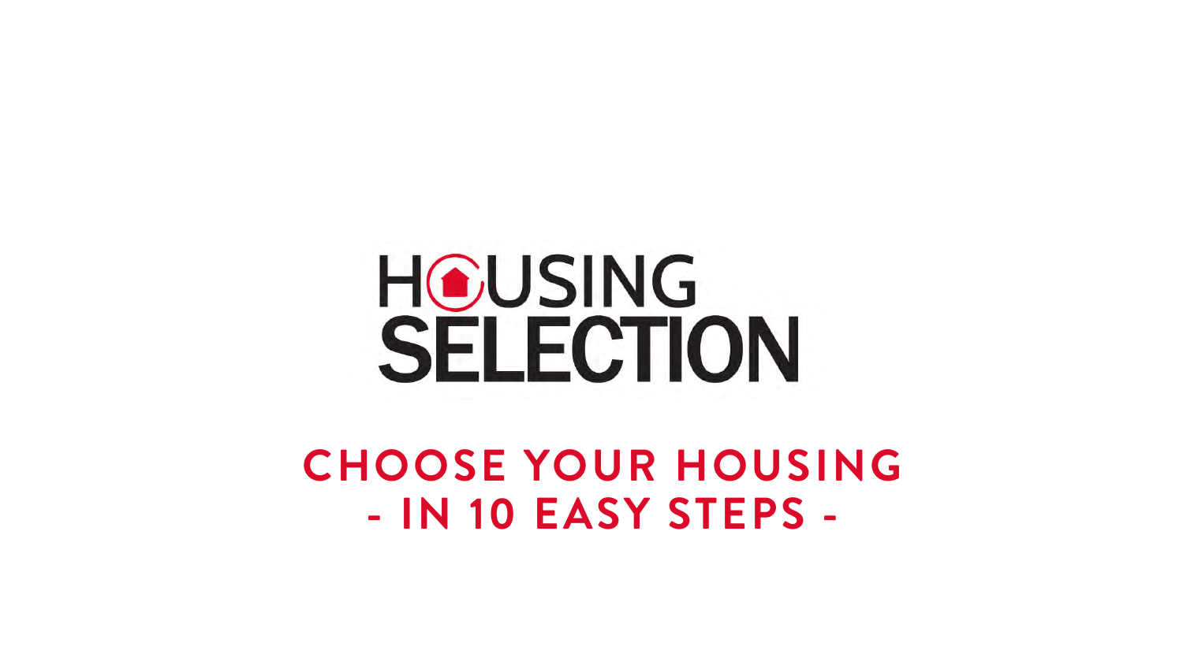# HOUSING SELECTION

## CHOOSE YOUR HOUSING
## - IN 10 EASY STEPS -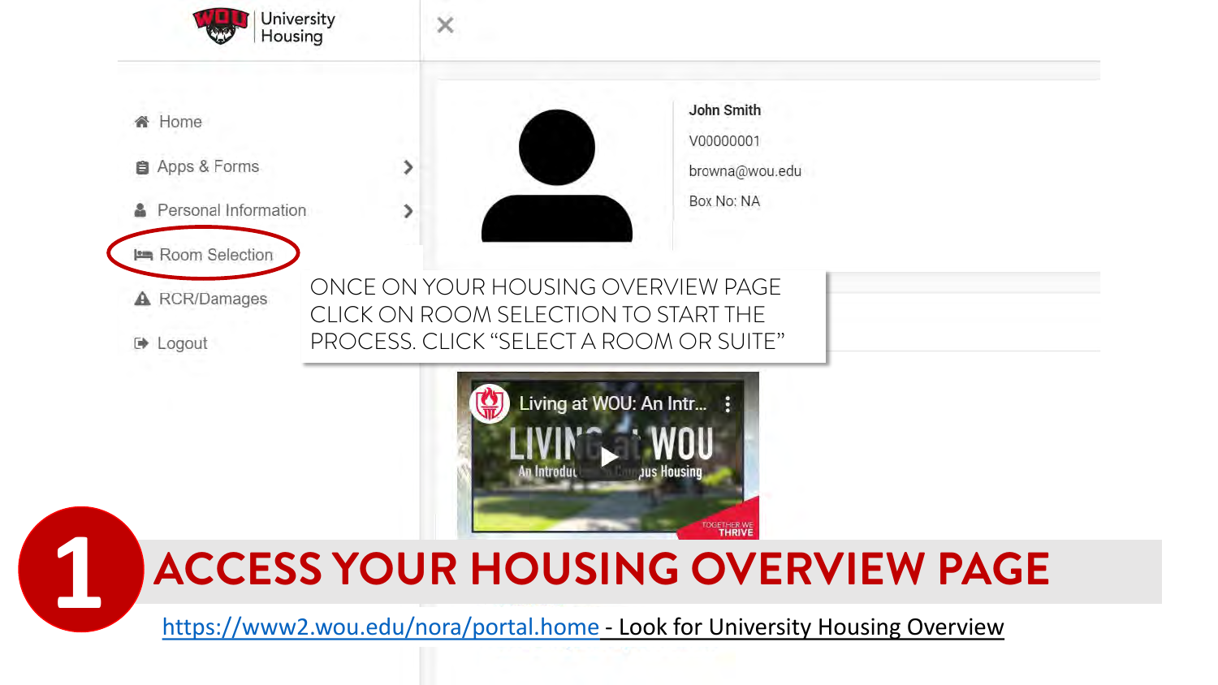University Housing

- Home
- Apps & Forms
- Personal Information
- Room Selection
- RCR/Damages
- Logout

John Smith

V00000001

browna@wou.edu

Box No: NA

ONCE ON YOUR HOUSING OVERVIEW PAGE CLICK ON ROOM SELECTION TO START THE PROCESS. CLICK "SELECT A ROOM OR SUITE"

Living at WOU: An Intr...

# 1 ACCESS YOUR HOUSING OVERVIEW PAGE

https://www2.wou.edu/nora/portal.home - Look for University Housing Overview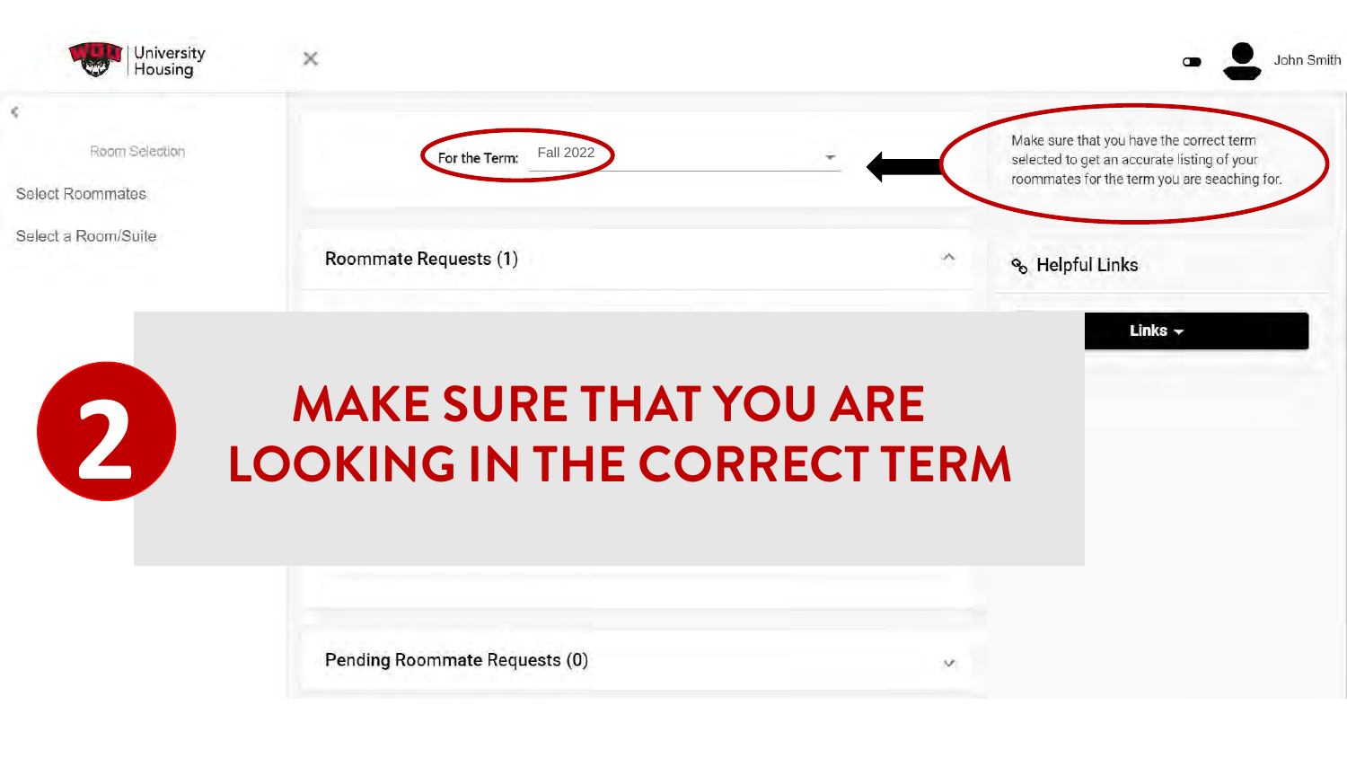University Housing

Room Selection

Select Roommates

Select a Room/Suite

For the Term: Fall 2022

Make sure that you have the correct term selected to get an accurate listing of your roommates for the term you are seaching for.

John Smith

Roommate Requests (1)

Helpful Links

Links

# 2 MAKE SURE THAT YOU ARE LOOKING IN THE CORRECT TERM

Pending Roommate Requests (0)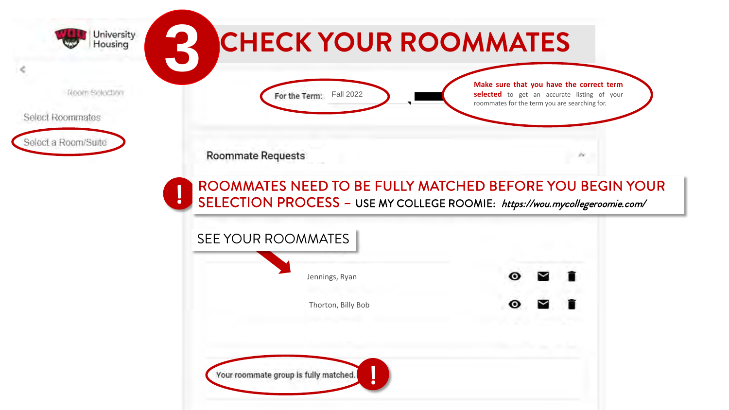# 3 CHECK YOUR ROOMMATES

University Housing

Room Selection

Select Roommates

Select a Room/Suite

For the Term: Fall 2022

**Make sure that you have the correct term selected** to get an accurate listing of your roommates for the term you are searching for.

Roommate Requests

**! ROOMMATES NEED TO BE FULLY MATCHED BEFORE YOU BEGIN YOUR SELECTION PROCESS – USE MY COLLEGE ROOMIE:** *https://wou.mycollegeroomie.com/*

SEE YOUR ROOMMATES

Jennings, Ryan

Thorton, Billy Bob

Your roommate group is fully matched. !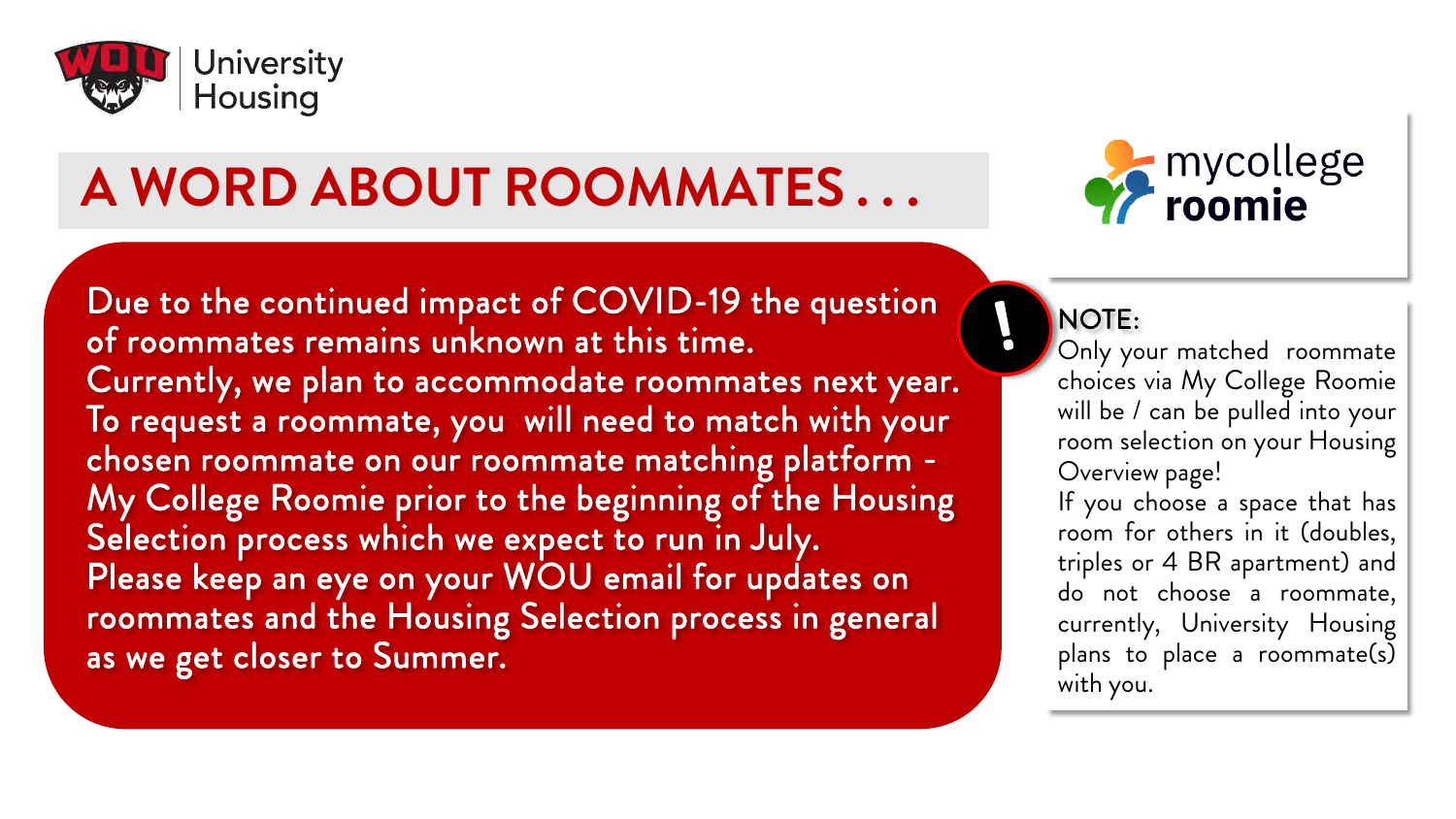University Housing

# A WORD ABOUT ROOMMATES . . .

Due to the continued impact of COVID-19 the question of roommates remains unknown at this time.
Currently, we plan to accommodate roommates next year.
To request a roommate, you will need to match with your chosen roommate on our roommate matching platform - My College Roomie prior to the beginning of the Housing Selection process which we expect to run in July.
Please keep an eye on your WOU email for updates on roommates and the Housing Selection process in general as we get closer to Summer.

mycollege roomie

**NOTE:**
Only your matched roommate choices via My College Roomie will be / can be pulled into your room selection on your Housing Overview page!
If you choose a space that has room for others in it (doubles, triples or 4 BR apartment) and do not choose a roommate, currently, University Housing plans to place a roommate(s) with you.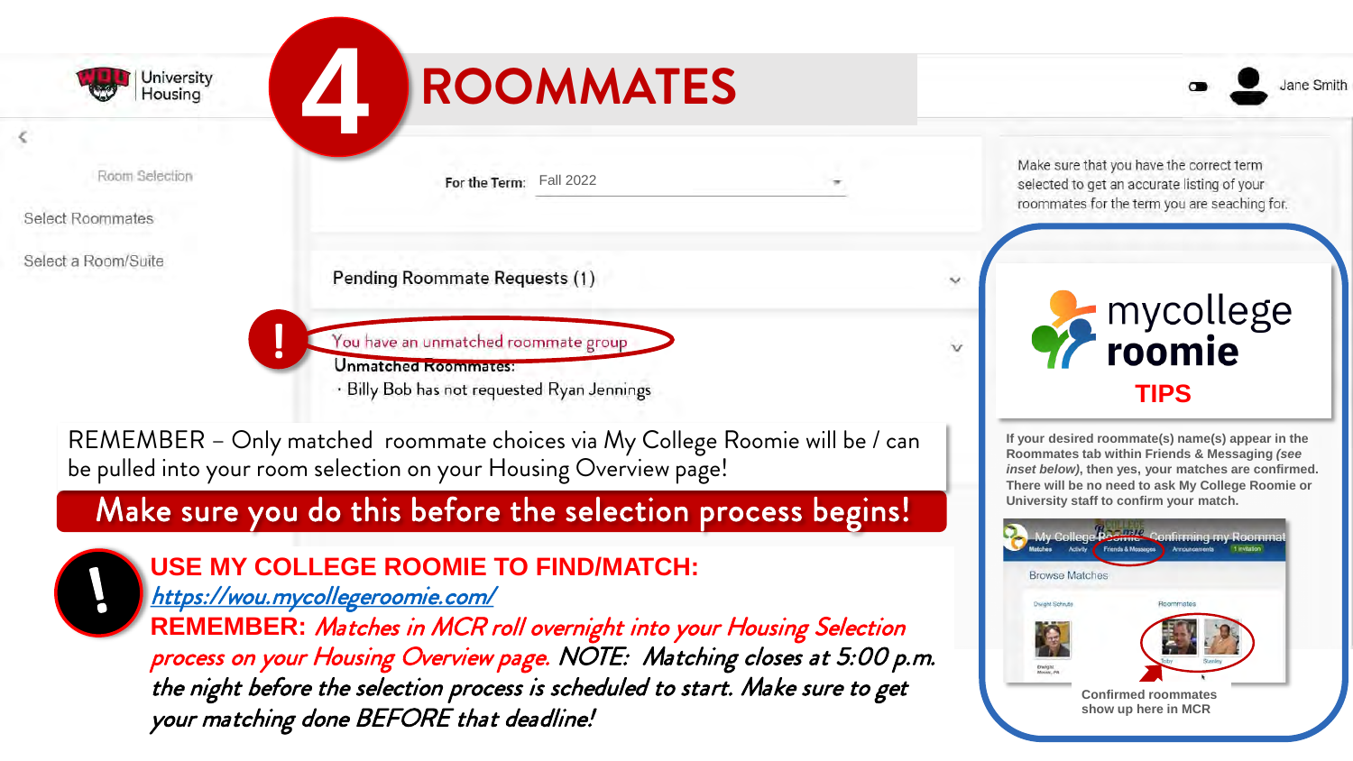# 4 ROOMMATES

University Housing

Jane Smith

Room Selection

Select Roommates

Select a Room/Suite

For the Term: Fall 2022

Make sure that you have the correct term selected to get an accurate listing of your roommates for the term you are seaching for.

Pending Roommate Requests (1)

You have an unmatched roommate group

Unmatched Roommates:

- Billy Bob has not requested Ryan Jennings

REMEMBER – Only matched roommate choices via My College Roomie will be / can be pulled into your room selection on your Housing Overview page!

**Make sure you do this before the selection process begins!**

## mycollege roomie TIPS

**If your desired roommate(s) name(s) appear in the Roommates tab within Friends & Messaging *(see inset below)*, then yes, your matches are confirmed. There will be no need to ask My College Roomie or University staff to confirm your match.**

My College Roomie – Confirming my Roommat

Browse Matches

Roommates

**Confirmed roommates show up here in MCR**

## USE MY COLLEGE ROOMIE TO FIND/MATCH:

https://wou.mycollegeroomie.com/

**REMEMBER:** *Matches in MCR roll overnight into your Housing Selection process on your Housing Overview page. NOTE: Matching closes at 5:00 p.m. the night before the selection process is scheduled to start. Make sure to get your matching done BEFORE that deadline!*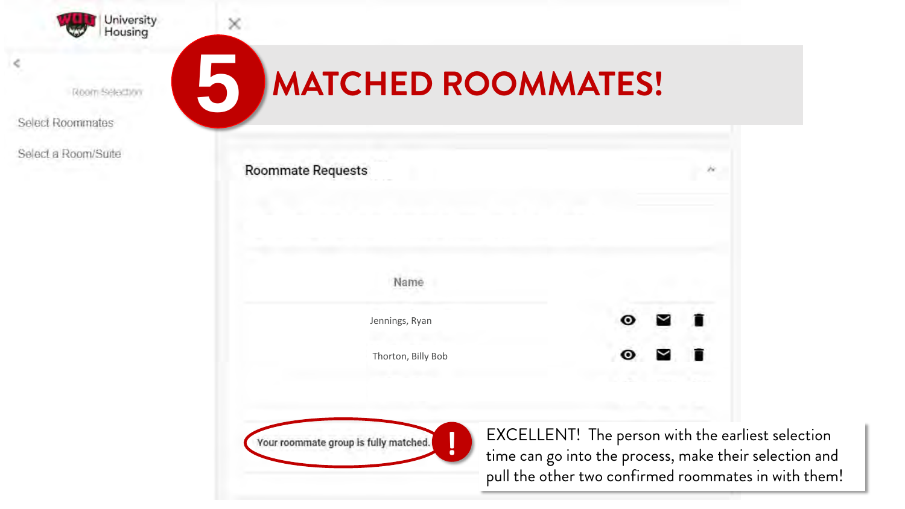University Housing

Room Selection

Select Roommates

Select a Room/Suite

# 5 MATCHED ROOMMATES!

## Roommate Requests

| Name |
| --- |
| Jennings, Ryan |
| Thorton, Billy Bob |

Your roommate group is fully matched.

EXCELLENT! The person with the earliest selection time can go into the process, make their selection and pull the other two confirmed roommates in with them!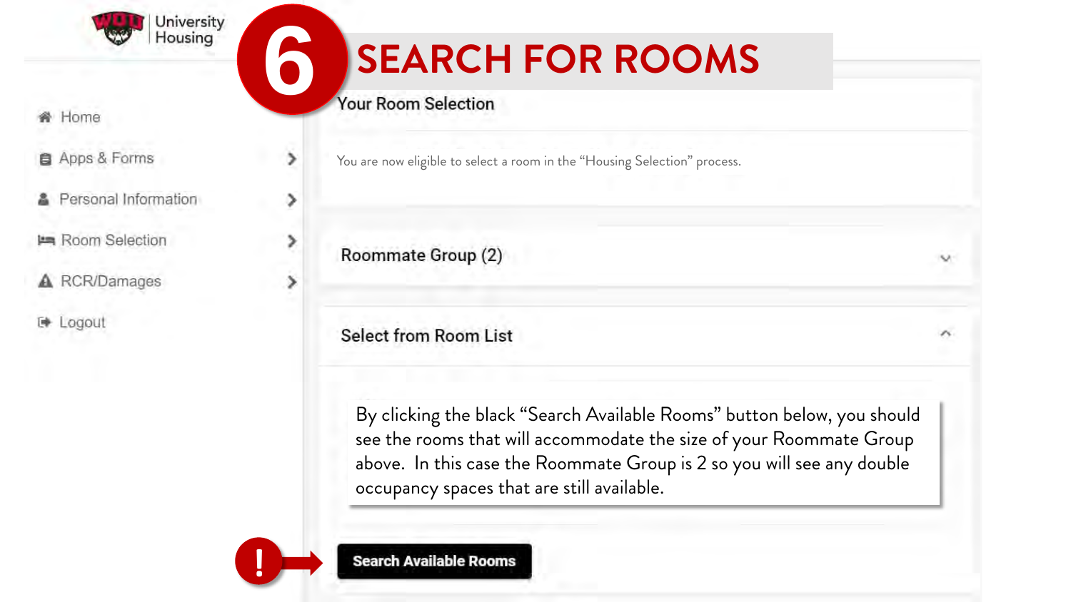# 6 SEARCH FOR ROOMS

University Housing

- Home
- Apps & Forms
- Personal Information
- Room Selection
- RCR/Damages
- Logout

## Your Room Selection

You are now eligible to select a room in the "Housing Selection" process.

### Roommate Group (2)

### Select from Room List

By clicking the black "Search Available Rooms" button below, you should see the rooms that will accommodate the size of your Roommate Group above. In this case the Roommate Group is 2 so you will see any double occupancy spaces that are still available.

**!** → **Search Available Rooms**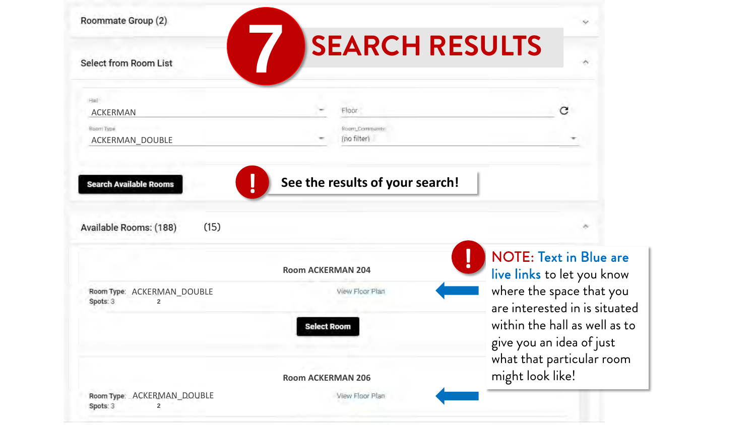# 7 SEARCH RESULTS

Roommate Group (2)

Select from Room List

Hall
ACKERMAN

Floor

Room Type
ACKERMAN_DOUBLE

Room_Community
(no filter)

**Search Available Rooms**

**! See the results of your search!**

Available Rooms: (188) (15)

**Room ACKERMAN 204**

**Room Type:** ACKERMAN_DOUBLE
**Spots:** 3 2

View Floor Plan

**Select Room**

**Room ACKERMAN 206**

**Room Type:** ACKERMAN_DOUBLE
**Spots:** 3 2

View Floor Plan

**!** NOTE: Text in Blue are live links to let you know where the space that you are interested in is situated within the hall as well as to give you an idea of just what that particular room might look like!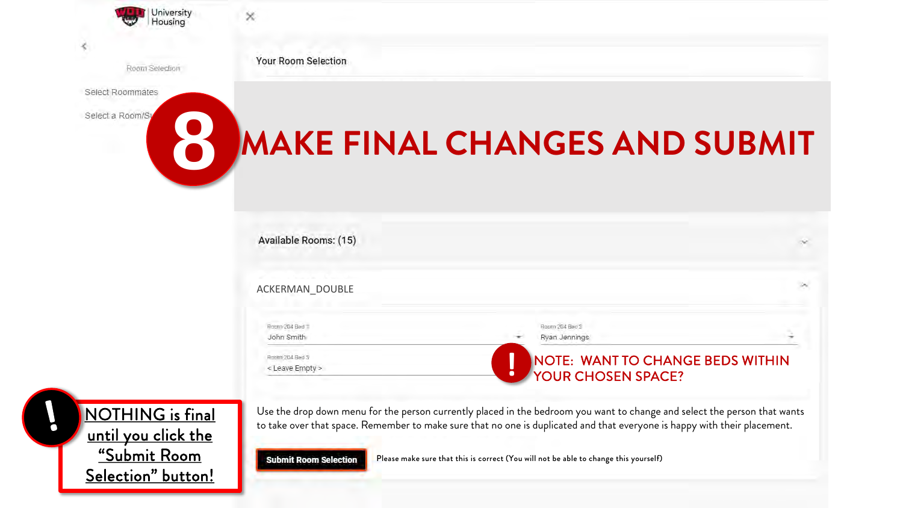University Housing

Room Selection

Select Roommates

Select a Room/S

# 8 MAKE FINAL CHANGES AND SUBMIT

Your Room Selection

Available Rooms: (15)

ACKERMAN_DOUBLE

| Room 204 Bed 1 | Room 204 Bed 2 |
|---|---|
| John Smith | Ryan Jennings |
| Room 204 Bed 3 | |
| < Leave Empty > | |

**! NOTE: WANT TO CHANGE BEDS WITHIN YOUR CHOSEN SPACE?**

Use the drop down menu for the person currently placed in the bedroom you want to change and select the person that wants to take over that space. Remember to make sure that no one is duplicated and that everyone is happy with their placement.

**Submit Room Selection** Please make sure that this is correct (You will not be able to change this yourself)

**! NOTHING is final until you click the "Submit Room Selection" button!**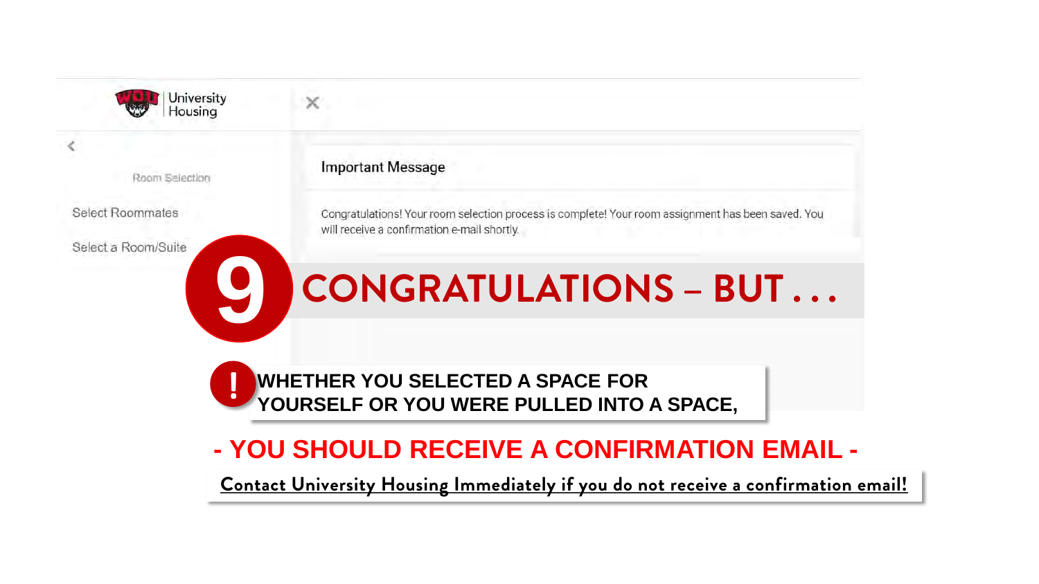University Housing

Room Selection

Select Roommates

Select a Room/Suite

**Important Message**

Congratulations! Your room selection process is complete! Your room assignment has been saved. You will receive a confirmation e-mail shortly.

# 9 CONGRATULATIONS – BUT . . .

**! WHETHER YOU SELECTED A SPACE FOR YOURSELF OR YOU WERE PULLED INTO A SPACE,**

## - YOU SHOULD RECEIVE A CONFIRMATION EMAIL -

**Contact University Housing Immediately if you do not receive a confirmation email!**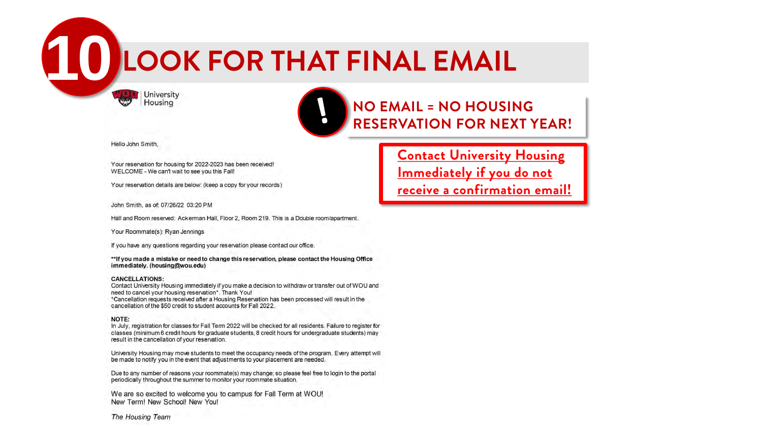# 10 LOOK FOR THAT FINAL EMAIL

University Housing

**NO EMAIL = NO HOUSING RESERVATION FOR NEXT YEAR!**

**Contact University Housing Immediately if you do not receive a confirmation email!**

Hello John Smith,

Your reservation for housing for 2022-2023 has been received!
WELCOME - We can't wait to see you this Fall!

Your reservation details are below: (keep a copy for your records)

John Smith, as of: 07/26/22 03:20 PM

Hall and Room reserved: Ackerman Hall, Floor 2, Room 219. This is a Double room/apartment.

Your Roommate(s): Ryan Jennings

If you have any questions regarding your reservation please contact our office.

**If you made a mistake or need to change this reservation, please contact the Housing Office immediately. (housing@wou.edu)**

**CANCELLATIONS:**
Contact University Housing immediately if you make a decision to withdraw or transfer out of WOU and need to cancel your housing reservation*. Thank You!
*Cancellation requests received after a Housing Reservation has been processed will result in the cancellation of the $50 credit to student accounts for Fall 2022.

**NOTE:**
In July, registration for classes for Fall Term 2022 will be checked for all residents. Failure to register for classes (minimum 6 credit hours for graduate students, 8 credit hours for undergraduate students) may result in the cancellation of your reservation.

University Housing may move students to meet the occupancy needs of the program. Every attempt will be made to notify you in the event that adjustments to your placement are needed.

Due to any number of reasons your roommate(s) may change; so please feel free to login to the portal periodically throughout the summer to monitor your roommate situation.

We are so excited to welcome you to campus for Fall Term at WOU!
New Term! New School! New You!

*The Housing Team*